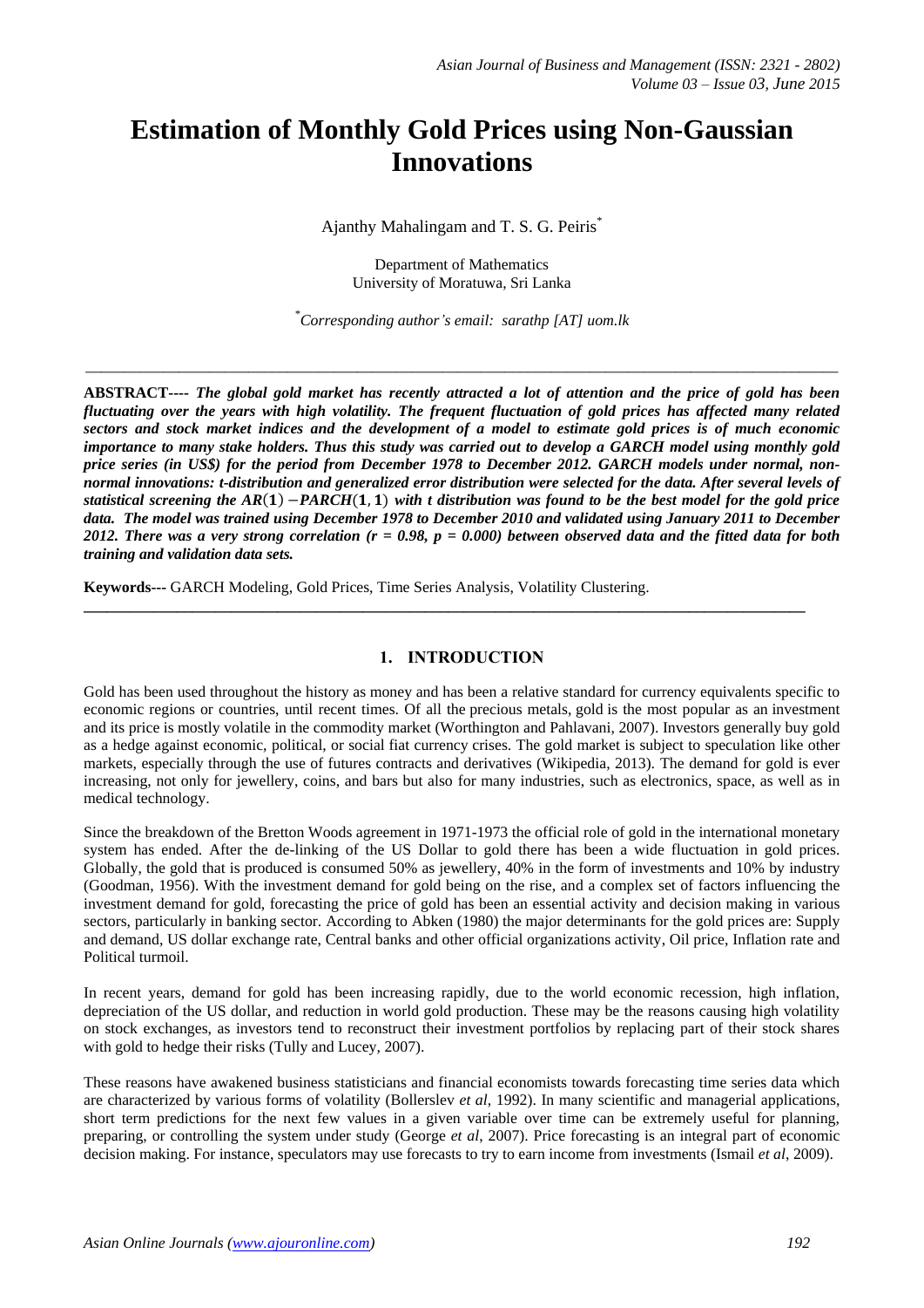# Estimation of Monthly Gold Prices using Non-Gaussian Innovations

Ajanthy Mahalingam and T. S. G. Peiris[*]

Department of Mathematics
University of Moratuwa, Sri Lanka

[*]*Corresponding author's email: sarathp [AT] uom.lk*

---

**ABSTRACT----** ***The global gold market has recently attracted a lot of attention and the price of gold has been fluctuating over the years with high volatility. The frequent fluctuation of gold prices has affected many related sectors and stock market indices and the development of a model to estimate gold prices is of much economic importance to many stake holders. Thus this study was carried out to develop a GARCH model using monthly gold price series (in US$) for the period from December 1978 to December 2012. GARCH models under normal, non-normal innovations: t-distribution and generalized error distribution were selected for the data. After several levels of statistical screening the $AR(1) - PARCH(1,1)$ with t distribution was found to be the best model for the gold price data. The model was trained using December 1978 to December 2010 and validated using January 2011 to December 2012. There was a very strong correlation (r = 0.98, p = 0.000) between observed data and the fitted data for both training and validation data sets.***

**Keywords---** GARCH Modeling, Gold Prices, Time Series Analysis, Volatility Clustering.

---

## 1. INTRODUCTION

Gold has been used throughout the history as money and has been a relative standard for currency equivalents specific to economic regions or countries, until recent times. Of all the precious metals, gold is the most popular as an investment and its price is mostly volatile in the commodity market (Worthington and Pahlavani, 2007). Investors generally buy gold as a hedge against economic, political, or social fiat currency crises. The gold market is subject to speculation like other markets, especially through the use of futures contracts and derivatives (Wikipedia, 2013). The demand for gold is ever increasing, not only for jewellery, coins, and bars but also for many industries, such as electronics, space, as well as in medical technology.

Since the breakdown of the Bretton Woods agreement in 1971-1973 the official role of gold in the international monetary system has ended. After the de-linking of the US Dollar to gold there has been a wide fluctuation in gold prices. Globally, the gold that is produced is consumed 50% as jewellery, 40% in the form of investments and 10% by industry (Goodman, 1956). With the investment demand for gold being on the rise, and a complex set of factors influencing the investment demand for gold, forecasting the price of gold has been an essential activity and decision making in various sectors, particularly in banking sector. According to Abken (1980) the major determinants for the gold prices are: Supply and demand, US dollar exchange rate, Central banks and other official organizations activity, Oil price, Inflation rate and Political turmoil.

In recent years, demand for gold has been increasing rapidly, due to the world economic recession, high inflation, depreciation of the US dollar, and reduction in world gold production. These may be the reasons causing high volatility on stock exchanges, as investors tend to reconstruct their investment portfolios by replacing part of their stock shares with gold to hedge their risks (Tully and Lucey, 2007).

These reasons have awakened business statisticians and financial economists towards forecasting time series data which are characterized by various forms of volatility (Bollerslev *et al*, 1992). In many scientific and managerial applications, short term predictions for the next few values in a given variable over time can be extremely useful for planning, preparing, or controlling the system under study (George *et al*, 2007). Price forecasting is an integral part of economic decision making. For instance, speculators may use forecasts to try to earn income from investments (Ismail *et al*, 2009).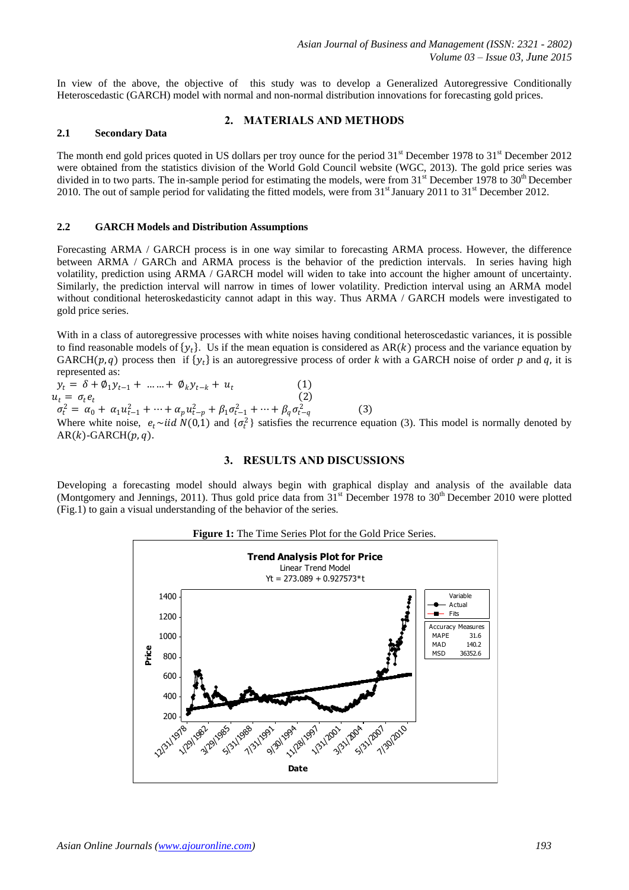In view of the above, the objective of this study was to develop a Generalized Autoregressive Conditionally Heteroscedastic (GARCH) model with normal and non-normal distribution innovations for forecasting gold prices.

## 2. MATERIALS AND METHODS

### 2.1 Secondary Data

The month end gold prices quoted in US dollars per troy ounce for the period 31st December 1978 to 31st December 2012 were obtained from the statistics division of the World Gold Council website (WGC, 2013). The gold price series was divided in to two parts. The in-sample period for estimating the models, were from 31st December 1978 to 30th December 2010. The out of sample period for validating the fitted models, were from 31st January 2011 to 31st December 2012.

### 2.2 GARCH Models and Distribution Assumptions

Forecasting ARMA / GARCH process is in one way similar to forecasting ARMA process. However, the difference between ARMA / GARCh and ARMA process is the behavior of the prediction intervals. In series having high volatility, prediction using ARMA / GARCH model will widen to take into account the higher amount of uncertainty. Similarly, the prediction interval will narrow in times of lower volatility. Prediction interval using an ARMA model without conditional heteroskedasticity cannot adapt in this way. Thus ARMA / GARCH models were investigated to gold price series.

With in a class of autoregressive processes with white noises having conditional heteroscedastic variances, it is possible to find reasonable models of $\{y_t\}$. Us if the mean equation is considered as AR($k$) process and the variance equation by GARCH($p,q$) process then if $\{y_t\}$ is an autoregressive process of order $k$ with a GARCH noise of order $p$ and $q$, it is represented as:

$$y_t = \delta + \emptyset_1 y_{t-1} + \dots\dots + \emptyset_k y_{t-k} + u_t \quad (1)$$

$$u_t = \sigma_t e_t \quad (2)$$

$$\sigma_t^2 = \alpha_0 + \alpha_1 u_{t-1}^2 + \cdots + \alpha_p u_{t-p}^2 + \beta_1 \sigma_{t-1}^2 + \cdots + \beta_q \sigma_{t-q}^2 \quad (3)$$

Where white noise, $e_t \sim iid\ N(0,1)$ and $\{\sigma_t^2\}$ satisfies the recurrence equation (3). This model is normally denoted by AR($k$)-GARCH($p,q$).

## 3. RESULTS AND DISCUSSIONS

Developing a forecasting model should always begin with graphical display and analysis of the available data (Montgomery and Jennings, 2011). Thus gold price data from 31st December 1978 to 30th December 2010 were plotted (Fig.1) to gain a visual understanding of the behavior of the series.

**Figure 1:** The Time Series Plot for the Gold Price Series.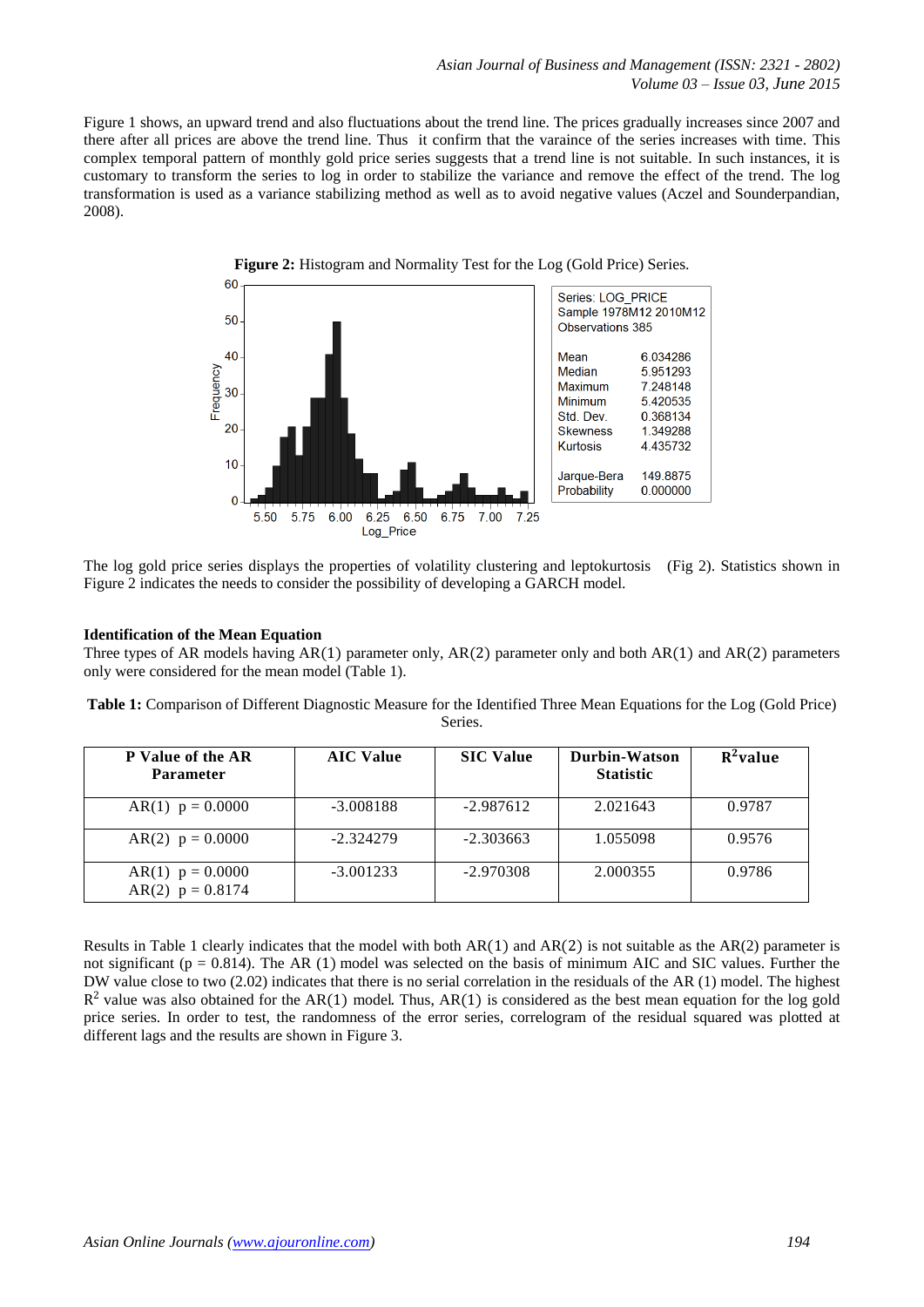Figure 1 shows, an upward trend and also fluctuations about the trend line. The prices gradually increases since 2007 and there after all prices are above the trend line. Thus it confirm that the varaince of the series increases with time. This complex temporal pattern of monthly gold price series suggests that a trend line is not suitable. In such instances, it is customary to transform the series to log in order to stabilize the variance and remove the effect of the trend. The log transformation is used as a variance stabilizing method as well as to avoid negative values (Aczel and Sounderpandian, 2008).

**Figure 2:** Histogram and Normality Test for the Log (Gold Price) Series.

| Series: LOG_PRICE | |
|---|---|
| Sample 1978M12 2010M12 | |
| Observations 385 | |
| Mean | 6.034286 |
| Median | 5.951293 |
| Maximum | 7.248148 |
| Minimum | 5.420535 |
| Std. Dev. | 0.368134 |
| Skewness | 1.349288 |
| Kurtosis | 4.435732 |
| Jarque-Bera | 149.8875 |
| Probability | 0.000000 |

The log gold price series displays the properties of volatility clustering and leptokurtosis (Fig 2). Statistics shown in Figure 2 indicates the needs to consider the possibility of developing a GARCH model.

**Identification of the Mean Equation**

Three types of AR models having AR(1) parameter only, AR(2) parameter only and both AR(1) and AR(2) parameters only were considered for the mean model (Table 1).

**Table 1:** Comparison of Different Diagnostic Measure for the Identified Three Mean Equations for the Log (Gold Price) Series.

| P Value of the AR Parameter | AIC Value | SIC Value | Durbin-Watson Statistic | $R^2$value |
|---|---|---|---|---|
| AR(1) p = 0.0000 | -3.008188 | -2.987612 | 2.021643 | 0.9787 |
| AR(2) p = 0.0000 | -2.324279 | -2.303663 | 1.055098 | 0.9576 |
| AR(1) p = 0.0000<br>AR(2) p = 0.8174 | -3.001233 | -2.970308 | 2.000355 | 0.9786 |

Results in Table 1 clearly indicates that the model with both AR(1) and AR(2) is not suitable as the AR(2) parameter is not significant (p = 0.814). The AR (1) model was selected on the basis of minimum AIC and SIC values. Further the DW value close to two (2.02) indicates that there is no serial correlation in the residuals of the AR (1) model. The highest $R^2$ value was also obtained for the AR(1) model. Thus, AR(1) is considered as the best mean equation for the log gold price series. In order to test, the randomness of the error series, correlogram of the residual squared was plotted at different lags and the results are shown in Figure 3.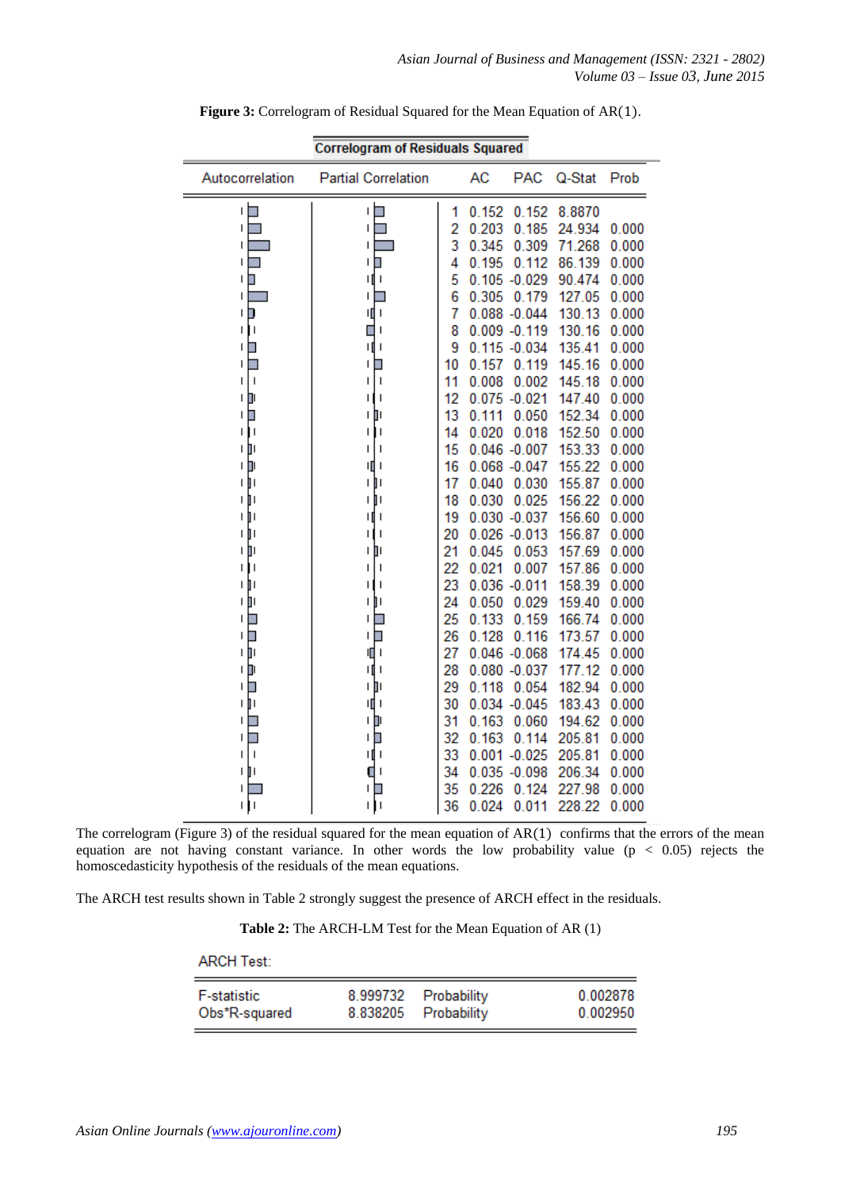**Figure 3:** Correlogram of Residual Squared for the Mean Equation of AR(1).

Correlogram of Residuals Squared

| | AC | PAC | Q-Stat | Prob |
|---|---|---|---|---|
| 1 | 0.152 | 0.152 | 8.8870 | |
| 2 | 0.203 | 0.185 | 24.934 | 0.000 |
| 3 | 0.345 | 0.309 | 71.268 | 0.000 |
| 4 | 0.195 | 0.112 | 86.139 | 0.000 |
| 5 | 0.105 | -0.029 | 90.474 | 0.000 |
| 6 | 0.305 | 0.179 | 127.05 | 0.000 |
| 7 | 0.088 | -0.044 | 130.13 | 0.000 |
| 8 | 0.009 | -0.119 | 130.16 | 0.000 |
| 9 | 0.115 | -0.034 | 135.41 | 0.000 |
| 10 | 0.157 | 0.119 | 145.16 | 0.000 |
| 11 | 0.008 | 0.002 | 145.18 | 0.000 |
| 12 | 0.075 | -0.021 | 147.40 | 0.000 |
| 13 | 0.111 | 0.050 | 152.34 | 0.000 |
| 14 | 0.020 | 0.018 | 152.50 | 0.000 |
| 15 | 0.046 | -0.007 | 153.33 | 0.000 |
| 16 | 0.068 | -0.047 | 155.22 | 0.000 |
| 17 | 0.040 | 0.030 | 155.87 | 0.000 |
| 18 | 0.030 | 0.025 | 156.22 | 0.000 |
| 19 | 0.030 | -0.037 | 156.60 | 0.000 |
| 20 | 0.026 | -0.013 | 156.87 | 0.000 |
| 21 | 0.045 | 0.053 | 157.69 | 0.000 |
| 22 | 0.021 | 0.007 | 157.86 | 0.000 |
| 23 | 0.036 | -0.011 | 158.39 | 0.000 |
| 24 | 0.050 | 0.029 | 159.40 | 0.000 |
| 25 | 0.133 | 0.159 | 166.74 | 0.000 |
| 26 | 0.128 | 0.116 | 173.57 | 0.000 |
| 27 | 0.046 | -0.068 | 174.45 | 0.000 |
| 28 | 0.080 | -0.037 | 177.12 | 0.000 |
| 29 | 0.118 | 0.054 | 182.94 | 0.000 |
| 30 | 0.034 | -0.045 | 183.43 | 0.000 |
| 31 | 0.163 | 0.060 | 194.62 | 0.000 |
| 32 | 0.163 | 0.114 | 205.81 | 0.000 |
| 33 | 0.001 | -0.025 | 205.81 | 0.000 |
| 34 | 0.035 | -0.098 | 206.34 | 0.000 |
| 35 | 0.226 | 0.124 | 227.98 | 0.000 |
| 36 | 0.024 | 0.011 | 228.22 | 0.000 |

The correlogram (Figure 3) of the residual squared for the mean equation of AR(1) confirms that the errors of the mean equation are not having constant variance. In other words the low probability value ($p < 0.05$) rejects the homoscedasticity hypothesis of the residuals of the mean equations.

The ARCH test results shown in Table 2 strongly suggest the presence of ARCH effect in the residuals.

**Table 2:** The ARCH-LM Test for the Mean Equation of AR (1)

ARCH Test:

| | | | |
|---|---|---|---|
| F-statistic | 8.999732 | Probability | 0.002878 |
| Obs*R-squared | 8.838205 | Probability | 0.002950 |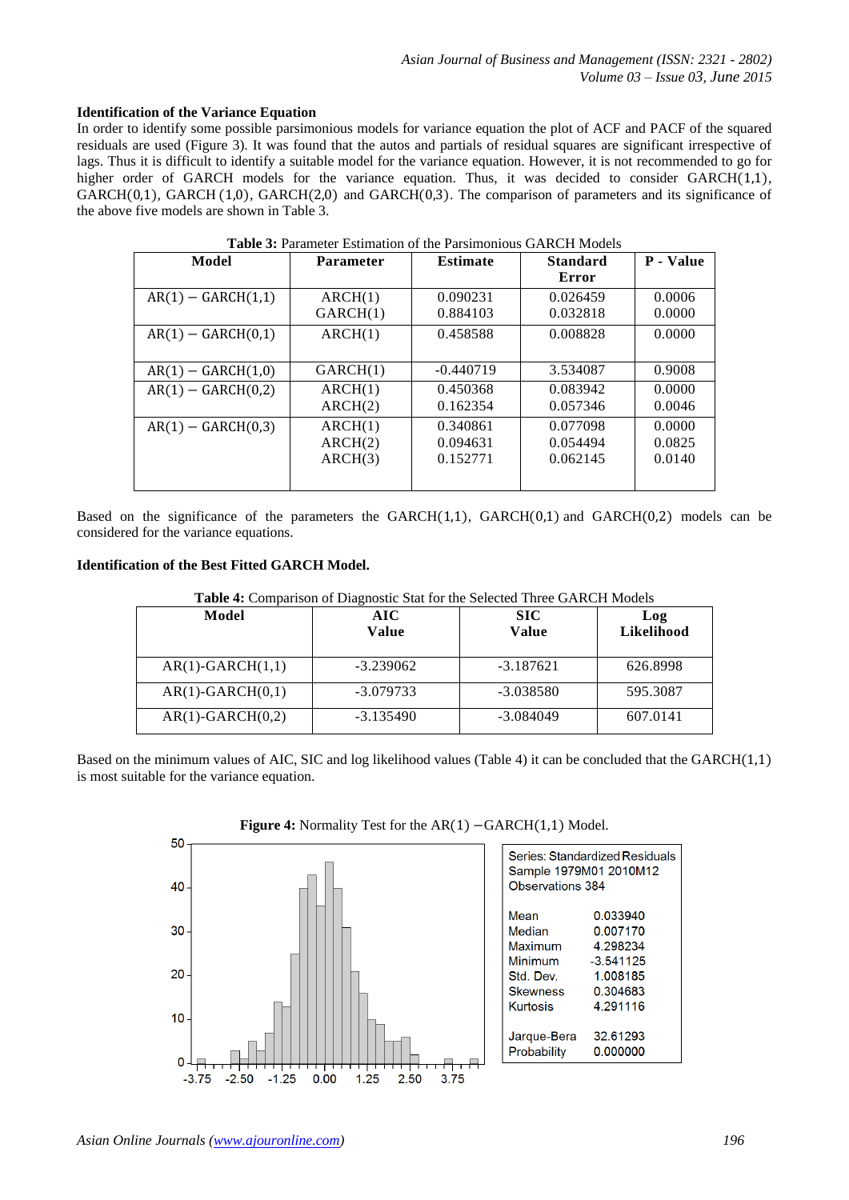**Identification of the Variance Equation**

In order to identify some possible parsimonious models for variance equation the plot of ACF and PACF of the squared residuals are used (Figure 3). It was found that the autos and partials of residual squares are significant irrespective of lags. Thus it is difficult to identify a suitable model for the variance equation. However, it is not recommended to go for higher order of GARCH models for the variance equation. Thus, it was decided to consider GARCH(1,1), GARCH(0,1), GARCH (1,0), GARCH(2,0) and GARCH(0,3). The comparison of parameters and its significance of the above five models are shown in Table 3.

**Table 3:** Parameter Estimation of the Parsimonious GARCH Models

| Model | Parameter | Estimate | Standard Error | P - Value |
|---|---|---|---|---|
| AR(1) − GARCH(1,1) | ARCH(1)<br>GARCH(1) | 0.090231<br>0.884103 | 0.026459<br>0.032818 | 0.0006<br>0.0000 |
| AR(1) − GARCH(0,1) | ARCH(1) | 0.458588 | 0.008828 | 0.0000 |
| AR(1) − GARCH(1,0) | GARCH(1) | -0.440719 | 3.534087 | 0.9008 |
| AR(1) − GARCH(0,2) | ARCH(1)<br>ARCH(2) | 0.450368<br>0.162354 | 0.083942<br>0.057346 | 0.0000<br>0.0046 |
| AR(1) − GARCH(0,3) | ARCH(1)<br>ARCH(2)<br>ARCH(3) | 0.340861<br>0.094631<br>0.152771 | 0.077098<br>0.054494<br>0.062145 | 0.0000<br>0.0825<br>0.0140 |

Based on the significance of the parameters the GARCH(1,1), GARCH(0,1) and GARCH(0,2) models can be considered for the variance equations.

**Identification of the Best Fitted GARCH Model.**

**Table 4:** Comparison of Diagnostic Stat for the Selected Three GARCH Models

| Model | AIC Value | SIC Value | Log Likelihood |
|---|---|---|---|
| AR(1)-GARCH(1,1) | -3.239062 | -3.187621 | 626.8998 |
| AR(1)-GARCH(0,1) | -3.079733 | -3.038580 | 595.3087 |
| AR(1)-GARCH(0,2) | -3.135490 | -3.084049 | 607.0141 |

Based on the minimum values of AIC, SIC and log likelihood values (Table 4) it can be concluded that the GARCH(1,1) is most suitable for the variance equation.

**Figure 4:** Normality Test for the AR(1) −GARCH(1,1) Model.

| Series: Standardized Residuals | |
|---|---|
| Sample 1979M01 2010M12 | |
| Observations 384 | |
| Mean | 0.033940 |
| Median | 0.007170 |
| Maximum | 4.298234 |
| Minimum | -3.541125 |
| Std. Dev. | 1.008185 |
| Skewness | 0.304683 |
| Kurtosis | 4.291116 |
| Jarque-Bera | 32.61293 |
| Probability | 0.000000 |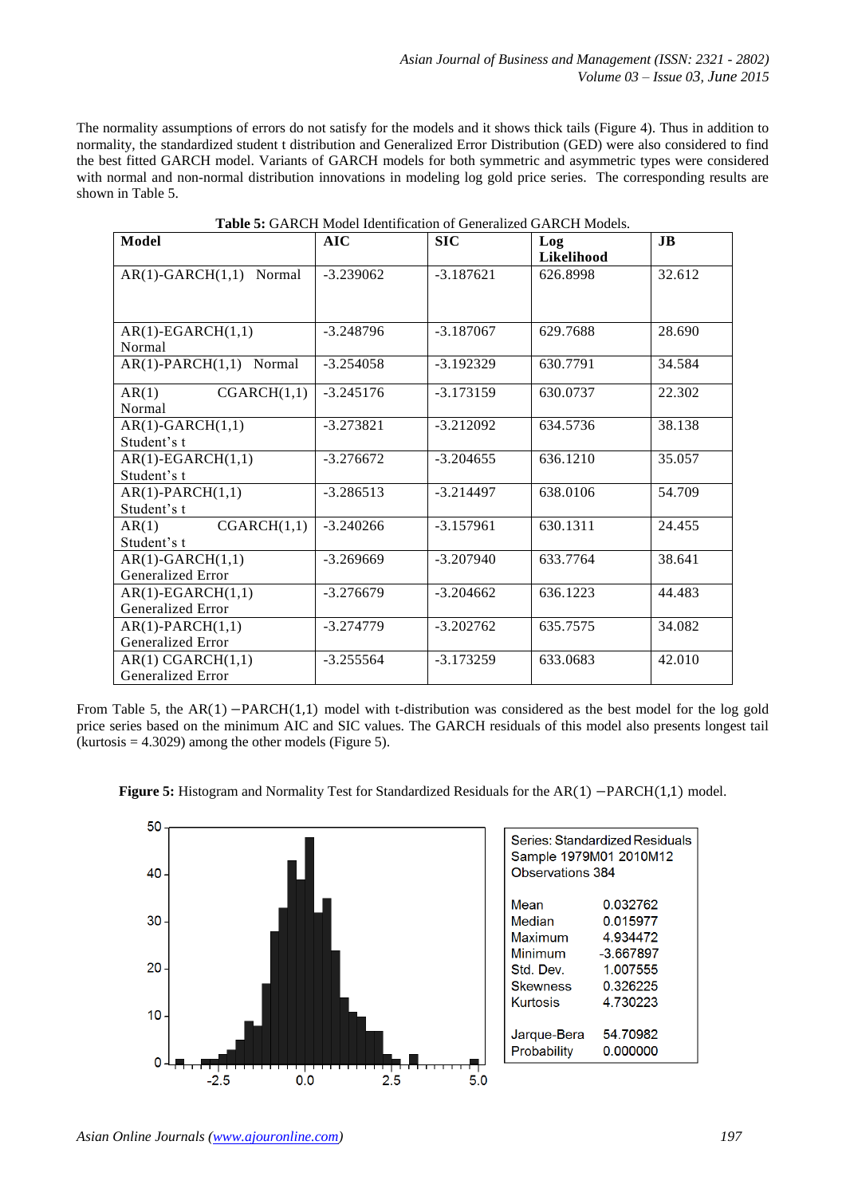The normality assumptions of errors do not satisfy for the models and it shows thick tails (Figure 4). Thus in addition to normality, the standardized student t distribution and Generalized Error Distribution (GED) were also considered to find the best fitted GARCH model. Variants of GARCH models for both symmetric and asymmetric types were considered with normal and non-normal distribution innovations in modeling log gold price series. The corresponding results are shown in Table 5.

**Table 5:** GARCH Model Identification of Generalized GARCH Models.

| Model | AIC | SIC | Log Likelihood | JB |
|---|---|---|---|---|
| AR(1)-GARCH(1,1) Normal | -3.239062 | -3.187621 | 626.8998 | 32.612 |
| AR(1)-EGARCH(1,1) Normal | -3.248796 | -3.187067 | 629.7688 | 28.690 |
| AR(1)-PARCH(1,1) Normal | -3.254058 | -3.192329 | 630.7791 | 34.584 |
| AR(1) CGARCH(1,1) Normal | -3.245176 | -3.173159 | 630.0737 | 22.302 |
| AR(1)-GARCH(1,1) Student's t | -3.273821 | -3.212092 | 634.5736 | 38.138 |
| AR(1)-EGARCH(1,1) Student's t | -3.276672 | -3.204655 | 636.1210 | 35.057 |
| AR(1)-PARCH(1,1) Student's t | -3.286513 | -3.214497 | 638.0106 | 54.709 |
| AR(1) CGARCH(1,1) Student's t | -3.240266 | -3.157961 | 630.1311 | 24.455 |
| AR(1)-GARCH(1,1) Generalized Error | -3.269669 | -3.207940 | 633.7764 | 38.641 |
| AR(1)-EGARCH(1,1) Generalized Error | -3.276679 | -3.204662 | 636.1223 | 44.483 |
| AR(1)-PARCH(1,1) Generalized Error | -3.274779 | -3.202762 | 635.7575 | 34.082 |
| AR(1) CGARCH(1,1) Generalized Error | -3.255564 | -3.173259 | 633.0683 | 42.010 |

From Table 5, the AR(1) −PARCH(1,1) model with t-distribution was considered as the best model for the log gold price series based on the minimum AIC and SIC values. The GARCH residuals of this model also presents longest tail (kurtosis = 4.3029) among the other models (Figure 5).

**Figure 5:** Histogram and Normality Test for Standardized Residuals for the AR(1) −PARCH(1,1) model.

| Series: Standardized Residuals | |
|---|---|
| Sample 1979M01 2010M12 | |
| Observations 384 | |
| Mean | 0.032762 |
| Median | 0.015977 |
| Maximum | 4.934472 |
| Minimum | -3.667897 |
| Std. Dev. | 1.007555 |
| Skewness | 0.326225 |
| Kurtosis | 4.730223 |
| Jarque-Bera | 54.70982 |
| Probability | 0.000000 |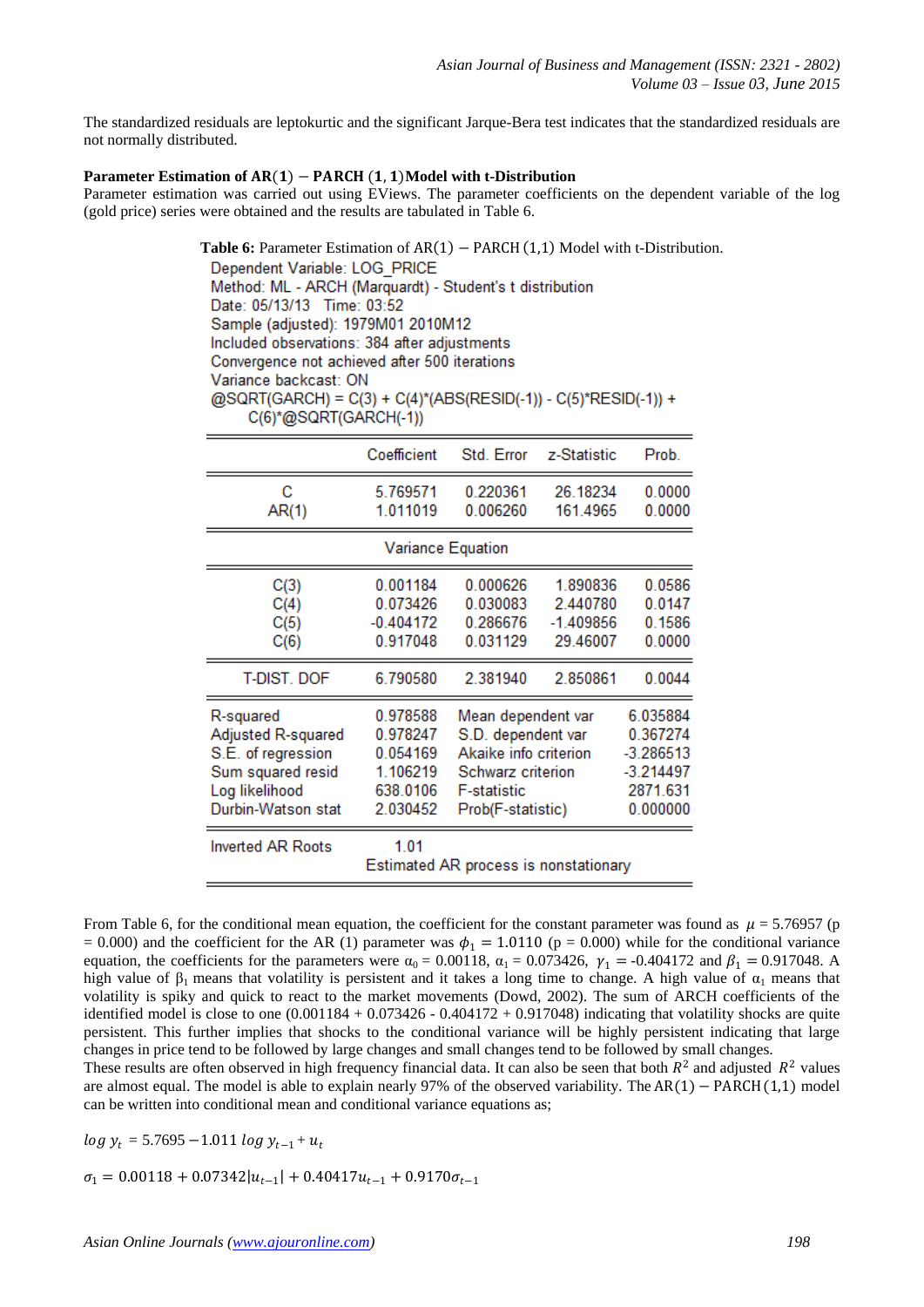The standardized residuals are leptokurtic and the significant Jarque-Bera test indicates that the standardized residuals are not normally distributed.

**Parameter Estimation of AR(1) − PARCH (1, 1) Model with t-Distribution**

Parameter estimation was carried out using EViews. The parameter coefficients on the dependent variable of the log (gold price) series were obtained and the results are tabulated in Table 6.

**Table 6:** Parameter Estimation of AR(1) − PARCH (1,1) Model with t-Distribution.

Dependent Variable: LOG_PRICE
Method: ML - ARCH (Marquardt) - Student's t distribution
Date: 05/13/13 Time: 03:52
Sample (adjusted): 1979M01 2010M12
Included observations: 384 after adjustments
Convergence not achieved after 500 iterations
Variance backcast: ON
@SQRT(GARCH) = C(3) + C(4)*(ABS(RESID(-1)) - C(5)*RESID(-1)) + C(6)*@SQRT(GARCH(-1))

| | Coefficient | Std. Error | z-Statistic | Prob. |
|---|---|---|---|---|
| C | 5.769571 | 0.220361 | 26.18234 | 0.0000 |
| AR(1) | 1.011019 | 0.006260 | 161.4965 | 0.0000 |
| Variance Equation | | | | |
| C(3) | 0.001184 | 0.000626 | 1.890836 | 0.0586 |
| C(4) | 0.073426 | 0.030083 | 2.440780 | 0.0147 |
| C(5) | -0.404172 | 0.286676 | -1.409856 | 0.1586 |
| C(6) | 0.917048 | 0.031129 | 29.46007 | 0.0000 |
| T-DIST. DOF | 6.790580 | 2.381940 | 2.850861 | 0.0044 |

| | | | |
|---|---|---|---|
| R-squared | 0.978588 | Mean dependent var | 6.035884 |
| Adjusted R-squared | 0.978247 | S.D. dependent var | 0.367274 |
| S.E. of regression | 0.054169 | Akaike info criterion | -3.286513 |
| Sum squared resid | 1.106219 | Schwarz criterion | -3.214497 |
| Log likelihood | 638.0106 | F-statistic | 2871.631 |
| Durbin-Watson stat | 2.030452 | Prob(F-statistic) | 0.000000 |

Inverted AR Roots 1.01
Estimated AR process is nonstationary

From Table 6, for the conditional mean equation, the coefficient for the constant parameter was found as $\mu = 5.76957$ (p = 0.000) and the coefficient for the AR (1) parameter was $\phi_1 = 1.0110$ (p = 0.000) while for the conditional variance equation, the coefficients for the parameters were $\alpha_0 = 0.00118$, $\alpha_1 = 0.073426$, $\gamma_1 = -0.404172$ and $\beta_1 = 0.917048$. A high value of $\beta_1$ means that volatility is persistent and it takes a long time to change. A high value of $\alpha_1$ means that volatility is spiky and quick to react to the market movements (Dowd, 2002). The sum of ARCH coefficients of the identified model is close to one (0.001184 + 0.073426 - 0.404172 + 0.917048) indicating that volatility shocks are quite persistent. This further implies that shocks to the conditional variance will be highly persistent indicating that large changes in price tend to be followed by large changes and small changes tend to be followed by small changes.

These results are often observed in high frequency financial data. It can also be seen that both $R^2$ and adjusted $R^2$ values are almost equal. The model is able to explain nearly 97% of the observed variability. The AR(1) − PARCH (1,1) model can be written into conditional mean and conditional variance equations as;

$$log\ y_t = 5.7695 - 1.011\ log\ y_{t-1} + u_t$$

$$\sigma_1 = 0.00118 + 0.07342|u_{t-1}| + 0.40417u_{t-1} + 0.9170\sigma_{t-1}$$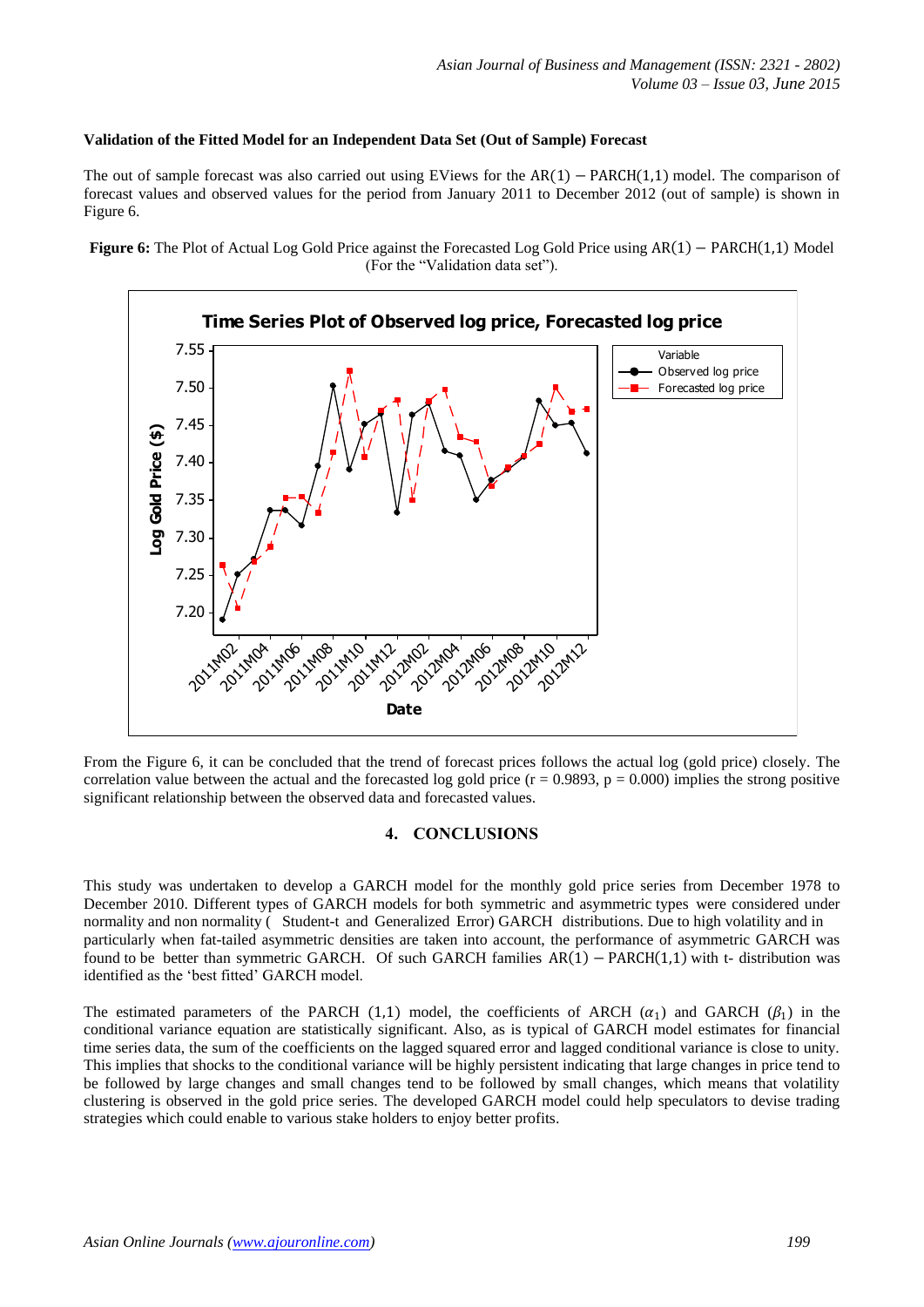**Validation of the Fitted Model for an Independent Data Set (Out of Sample) Forecast**

The out of sample forecast was also carried out using EViews for the $AR(1) - PARCH(1,1)$ model. The comparison of forecast values and observed values for the period from January 2011 to December 2012 (out of sample) is shown in Figure 6.

**Figure 6:** The Plot of Actual Log Gold Price against the Forecasted Log Gold Price using $AR(1) - PARCH(1,1)$ Model (For the "Validation data set").

From the Figure 6, it can be concluded that the trend of forecast prices follows the actual log (gold price) closely. The correlation value between the actual and the forecasted log gold price ($r = 0.9893$, $p = 0.000$) implies the strong positive significant relationship between the observed data and forecasted values.

## 4. CONCLUSIONS

This study was undertaken to develop a GARCH model for the monthly gold price series from December 1978 to December 2010. Different types of GARCH models for both symmetric and asymmetric types were considered under normality and non normality ( Student-t and Generalized Error) GARCH distributions. Due to high volatility and in particularly when fat-tailed asymmetric densities are taken into account, the performance of asymmetric GARCH was found to be better than symmetric GARCH. Of such GARCH families $AR(1) - PARCH(1,1)$ with t- distribution was identified as the 'best fitted' GARCH model.

The estimated parameters of the PARCH (1,1) model, the coefficients of ARCH ($\alpha_1$) and GARCH ($\beta_1$) in the conditional variance equation are statistically significant. Also, as is typical of GARCH model estimates for financial time series data, the sum of the coefficients on the lagged squared error and lagged conditional variance is close to unity. This implies that shocks to the conditional variance will be highly persistent indicating that large changes in price tend to be followed by large changes and small changes tend to be followed by small changes, which means that volatility clustering is observed in the gold price series. The developed GARCH model could help speculators to devise trading strategies which could enable to various stake holders to enjoy better profits.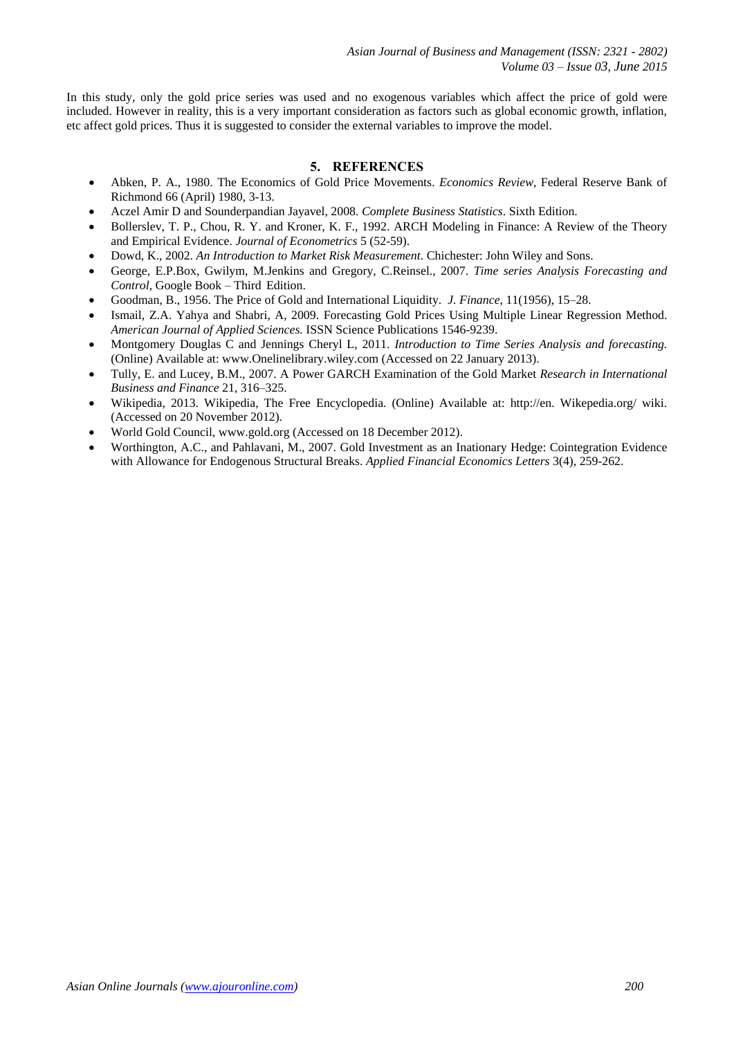In this study, only the gold price series was used and no exogenous variables which affect the price of gold were included. However in reality, this is a very important consideration as factors such as global economic growth, inflation, etc affect gold prices. Thus it is suggested to consider the external variables to improve the model.

## 5. REFERENCES

- Abken, P. A., 1980. The Economics of Gold Price Movements. *Economics Review*, Federal Reserve Bank of Richmond 66 (April) 1980, 3-13.
- Aczel Amir D and Sounderpandian Jayavel, 2008. *Complete Business Statistics*. Sixth Edition.
- Bollerslev, T. P., Chou, R. Y. and Kroner, K. F., 1992. ARCH Modeling in Finance: A Review of the Theory and Empirical Evidence. *Journal of Econometrics* 5 (52-59).
- Dowd, K., 2002. *An Introduction to Market Risk Measurement*. Chichester: John Wiley and Sons.
- George, E.P.Box, Gwilym, M.Jenkins and Gregory, C.Reinsel., 2007. *Time series Analysis Forecasting and Control*, Google Book – Third Edition.
- Goodman, B., 1956. The Price of Gold and International Liquidity. *J. Finance*, 11(1956), 15–28.
- Ismail, Z.A. Yahya and Shabri, A, 2009. Forecasting Gold Prices Using Multiple Linear Regression Method. *American Journal of Applied Sciences.* ISSN Science Publications 1546-9239.
- Montgomery Douglas C and Jennings Cheryl L, 2011. *Introduction to Time Series Analysis and forecasting.* (Online) Available at: www.Onelinelibrary.wiley.com (Accessed on 22 January 2013).
- Tully, E. and Lucey, B.M., 2007. A Power GARCH Examination of the Gold Market *Research in International Business and Finance* 21, 316–325.
- Wikipedia, 2013. Wikipedia, The Free Encyclopedia. (Online) Available at: http://en. Wikepedia.org/ wiki. (Accessed on 20 November 2012).
- World Gold Council, www.gold.org (Accessed on 18 December 2012).
- Worthington, A.C., and Pahlavani, M., 2007. Gold Investment as an Inationary Hedge: Cointegration Evidence with Allowance for Endogenous Structural Breaks. *Applied Financial Economics Letters* 3(4), 259-262.